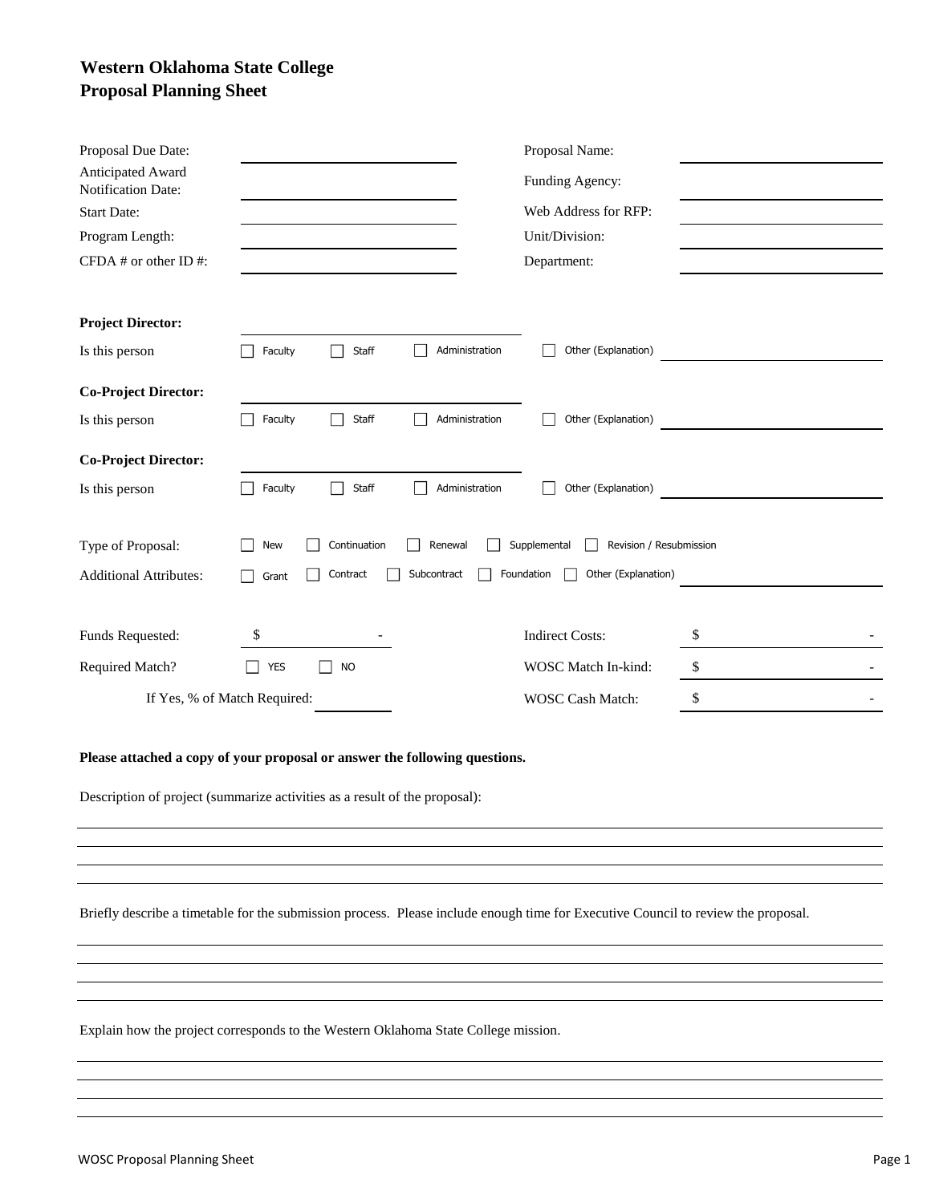# Western Oklahoma State College
# Proposal Planning Sheet

| | | | |
|---|---|---|---|
| Proposal Due Date: | | Proposal Name: | |
| Anticipated Award Notification Date: | | Funding Agency: | |
| Start Date: | | Web Address for RFP: | |
| Program Length: | | Unit/Division: | |
| CFDA # or other ID #: | | Department: | |

**Project Director:** ____________________

Is this person ☐ Faculty ☐ Staff ☐ Administration ☐ Other (Explanation) ____________________

**Co-Project Director:** ____________________

Is this person ☐ Faculty ☐ Staff ☐ Administration ☐ Other (Explanation) ____________________

**Co-Project Director:** ____________________

Is this person ☐ Faculty ☐ Staff ☐ Administration ☐ Other (Explanation) ____________________

Type of Proposal: ☐ New ☐ Continuation ☐ Renewal ☐ Supplemental ☐ Revision / Resubmission

Additional Attributes: ☐ Grant ☐ Contract ☐ Subcontract ☐ Foundation ☐ Other (Explanation) ____________________

| | | | |
|---|---|---|---|
| Funds Requested: | $ - | Indirect Costs: | $ - |
| Required Match? | ☐ YES ☐ NO | WOSC Match In-kind: | $ - |
| If Yes, % of Match Required: | | WOSC Cash Match: | $ - |

**Please attached a copy of your proposal or answer the following questions.**

Description of project (summarize activities as a result of the proposal):

____________________

Briefly describe a timetable for the submission process. Please include enough time for Executive Council to review the proposal.

____________________

Explain how the project corresponds to the Western Oklahoma State College mission.

____________________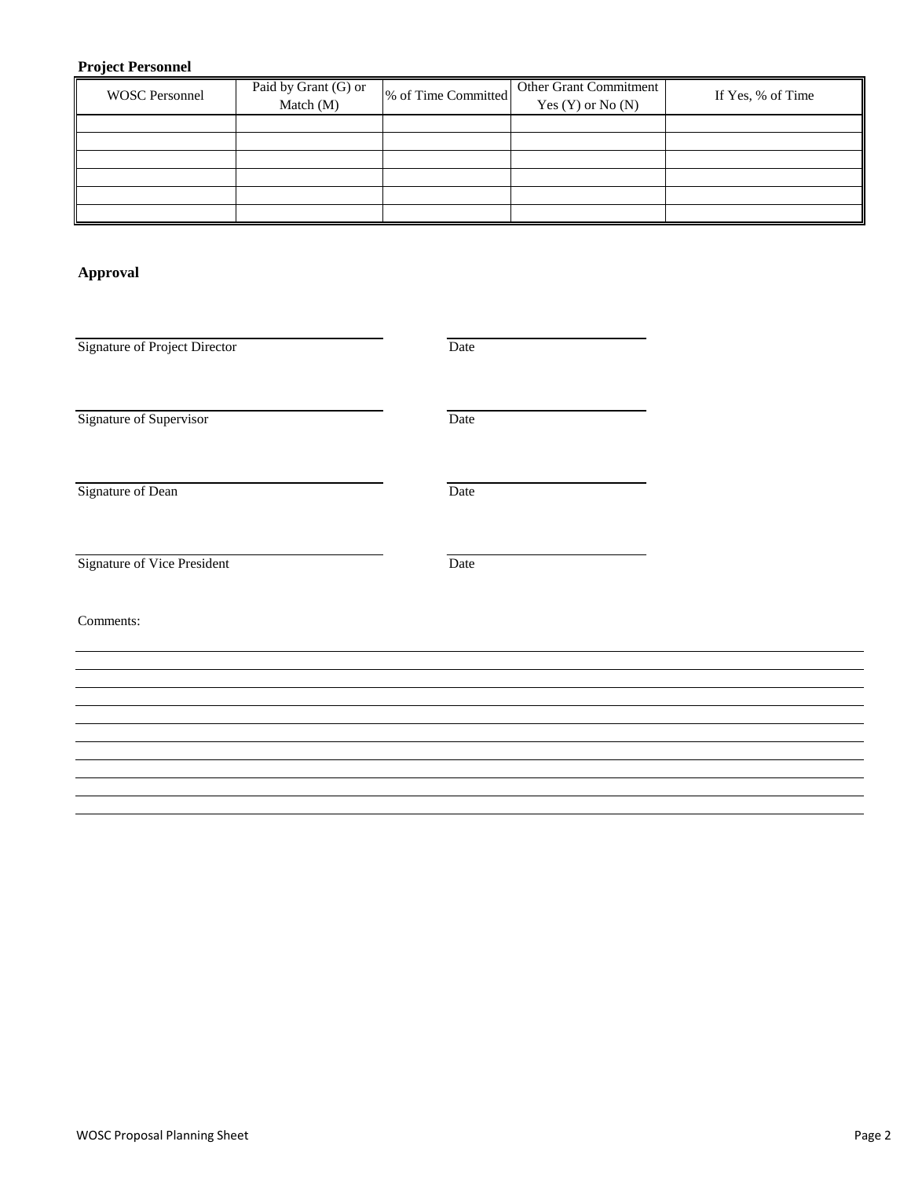**Project Personnel**

| WOSC Personnel | Paid by Grant (G) or Match (M) | % of Time Committed | Other Grant Commitment Yes (Y) or No (N) | If Yes, % of Time |
|---|---|---|---|---|
| | | | | |
| | | | | |
| | | | | |
| | | | | |
| | | | | |
| | | | | |

**Approval**

_______________________________ _______________________
Signature of Project Director Date

_______________________________ _______________________
Signature of Supervisor Date

_______________________________ _______________________
Signature of Dean Date

_______________________________ _______________________
Signature of Vice President Date

Comments:

_______________________________________________________________________________

_______________________________________________________________________________

_______________________________________________________________________________

_______________________________________________________________________________

_______________________________________________________________________________

_______________________________________________________________________________

_______________________________________________________________________________

_______________________________________________________________________________

_______________________________________________________________________________

_______________________________________________________________________________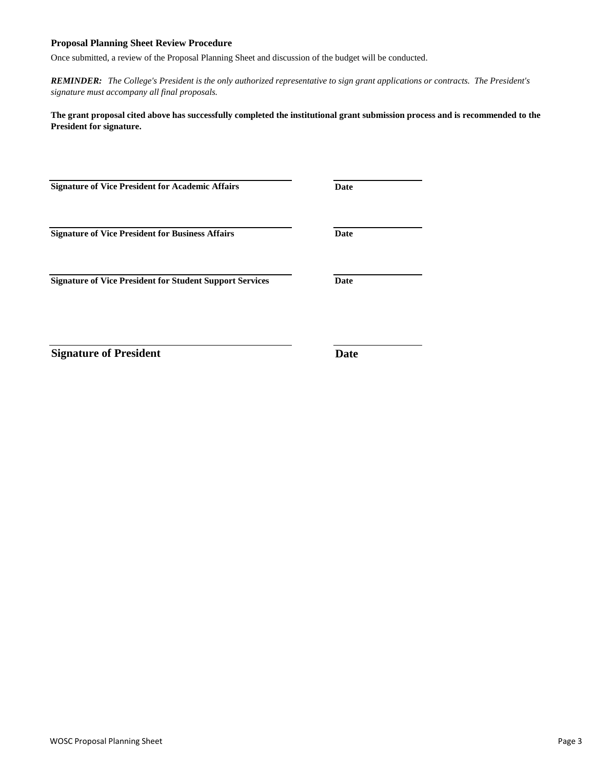**Proposal Planning Sheet Review Procedure**

Once submitted, a review of the Proposal Planning Sheet and discussion of the budget will be conducted.

***REMINDER:*** *The College's President is the only authorized representative to sign grant applications or contracts. The President's signature must accompany all final proposals.*

**The grant proposal cited above has successfully completed the institutional grant submission process and is recommended to the President for signature.**

| | |
|---|---|
| **Signature of Vice President for Academic Affairs** | **Date** |
| **Signature of Vice President for Business Affairs** | **Date** |
| **Signature of Vice President for Student Support Services** | **Date** |
| **Signature of President** | **Date** |